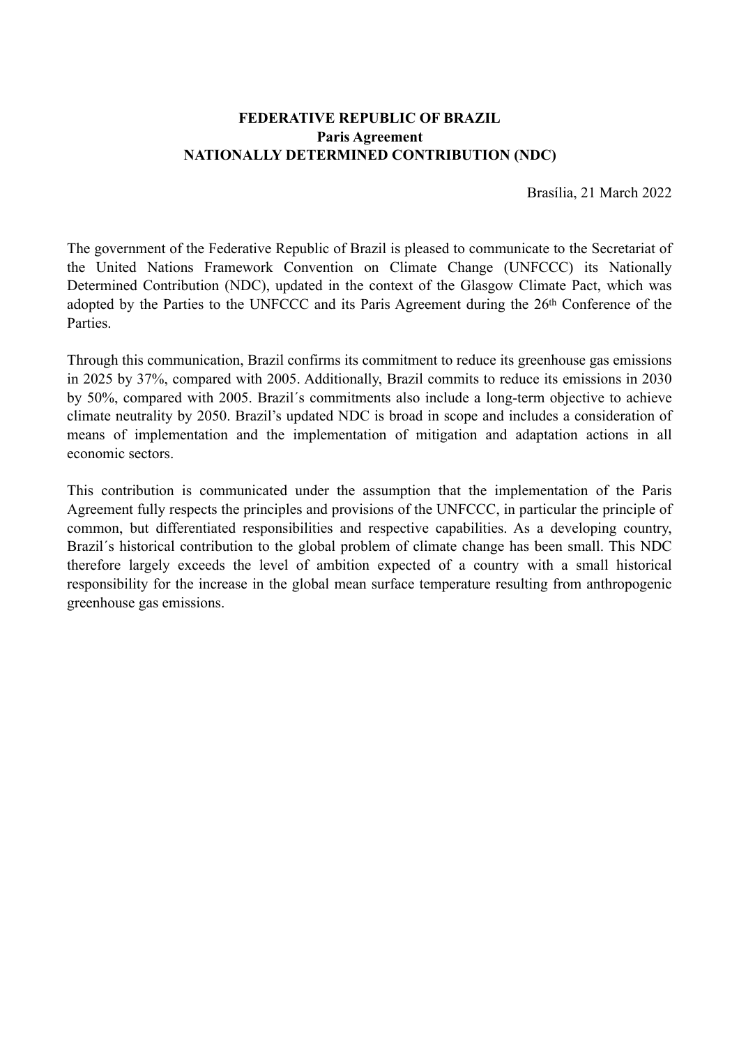**FEDERATIVE REPUBLIC OF BRAZIL**
**Paris Agreement**
**NATIONALLY DETERMINED CONTRIBUTION (NDC)**

Brasília, 21 March 2022

The government of the Federative Republic of Brazil is pleased to communicate to the Secretariat of the United Nations Framework Convention on Climate Change (UNFCCC) its Nationally Determined Contribution (NDC), updated in the context of the Glasgow Climate Pact, which was adopted by the Parties to the UNFCCC and its Paris Agreement during the 26th Conference of the Parties.

Through this communication, Brazil confirms its commitment to reduce its greenhouse gas emissions in 2025 by 37%, compared with 2005. Additionally, Brazil commits to reduce its emissions in 2030 by 50%, compared with 2005. Brazil´s commitments also include a long-term objective to achieve climate neutrality by 2050. Brazil's updated NDC is broad in scope and includes a consideration of means of implementation and the implementation of mitigation and adaptation actions in all economic sectors.

This contribution is communicated under the assumption that the implementation of the Paris Agreement fully respects the principles and provisions of the UNFCCC, in particular the principle of common, but differentiated responsibilities and respective capabilities. As a developing country, Brazil´s historical contribution to the global problem of climate change has been small. This NDC therefore largely exceeds the level of ambition expected of a country with a small historical responsibility for the increase in the global mean surface temperature resulting from anthropogenic greenhouse gas emissions.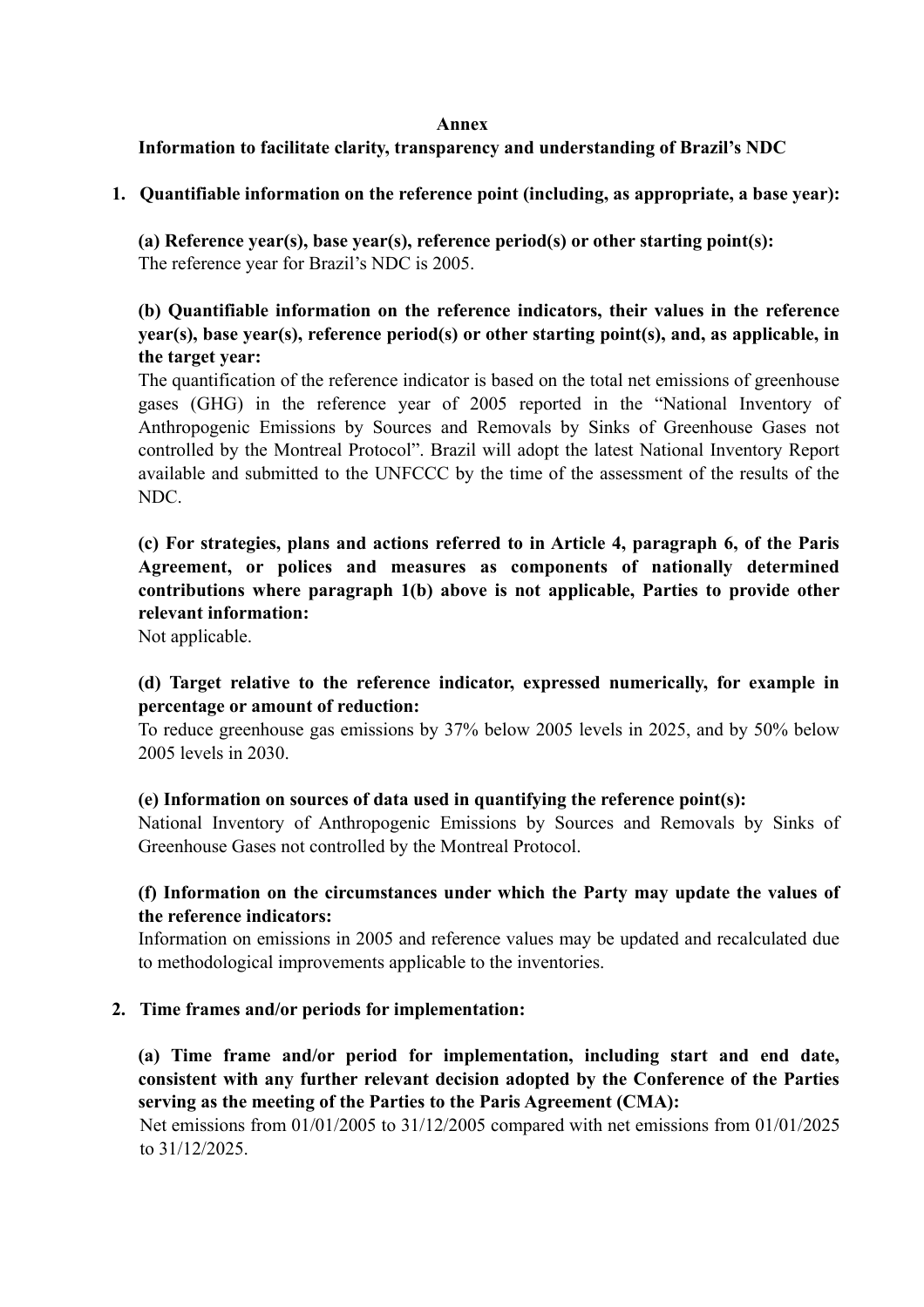**Annex**

**Information to facilitate clarity, transparency and understanding of Brazil's NDC**

1. **Quantifiable information on the reference point (including, as appropriate, a base year):**

   **(a) Reference year(s), base year(s), reference period(s) or other starting point(s):**
   The reference year for Brazil's NDC is 2005.

   **(b) Quantifiable information on the reference indicators, their values in the reference year(s), base year(s), reference period(s) or other starting point(s), and, as applicable, in the target year:**
   The quantification of the reference indicator is based on the total net emissions of greenhouse gases (GHG) in the reference year of 2005 reported in the "National Inventory of Anthropogenic Emissions by Sources and Removals by Sinks of Greenhouse Gases not controlled by the Montreal Protocol". Brazil will adopt the latest National Inventory Report available and submitted to the UNFCCC by the time of the assessment of the results of the NDC.

   **(c) For strategies, plans and actions referred to in Article 4, paragraph 6, of the Paris Agreement, or polices and measures as components of nationally determined contributions where paragraph 1(b) above is not applicable, Parties to provide other relevant information:**
   Not applicable.

   **(d) Target relative to the reference indicator, expressed numerically, for example in percentage or amount of reduction:**
   To reduce greenhouse gas emissions by 37% below 2005 levels in 2025, and by 50% below 2005 levels in 2030.

   **(e) Information on sources of data used in quantifying the reference point(s):**
   National Inventory of Anthropogenic Emissions by Sources and Removals by Sinks of Greenhouse Gases not controlled by the Montreal Protocol.

   **(f) Information on the circumstances under which the Party may update the values of the reference indicators:**
   Information on emissions in 2005 and reference values may be updated and recalculated due to methodological improvements applicable to the inventories.

2. **Time frames and/or periods for implementation:**

   **(a) Time frame and/or period for implementation, including start and end date, consistent with any further relevant decision adopted by the Conference of the Parties serving as the meeting of the Parties to the Paris Agreement (CMA):**
   Net emissions from 01/01/2005 to 31/12/2005 compared with net emissions from 01/01/2025 to 31/12/2025.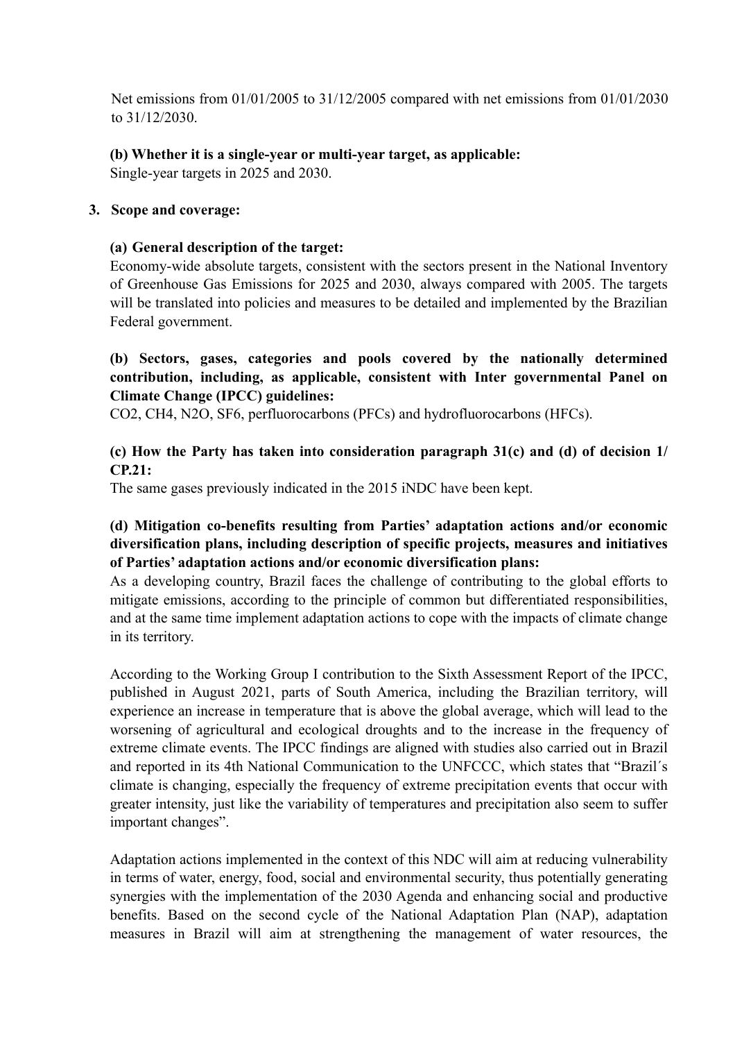Net emissions from 01/01/2005 to 31/12/2005 compared with net emissions from 01/01/2030 to 31/12/2030.

**(b) Whether it is a single-year or multi-year target, as applicable:**
Single-year targets in 2025 and 2030.

3. **Scope and coverage:**

**(a) General description of the target:**
Economy-wide absolute targets, consistent with the sectors present in the National Inventory of Greenhouse Gas Emissions for 2025 and 2030, always compared with 2005. The targets will be translated into policies and measures to be detailed and implemented by the Brazilian Federal government.

**(b) Sectors, gases, categories and pools covered by the nationally determined contribution, including, as applicable, consistent with Inter governmental Panel on Climate Change (IPCC) guidelines:**
$CO_2$, $CH_4$, $N_2O$, $SF_6$, perfluorocarbons (PFCs) and hydrofluorocarbons (HFCs).

**(c) How the Party has taken into consideration paragraph 31(c) and (d) of decision 1/CP.21:**
The same gases previously indicated in the 2015 iNDC have been kept.

**(d) Mitigation co-benefits resulting from Parties' adaptation actions and/or economic diversification plans, including description of specific projects, measures and initiatives of Parties' adaptation actions and/or economic diversification plans:**
As a developing country, Brazil faces the challenge of contributing to the global efforts to mitigate emissions, according to the principle of common but differentiated responsibilities, and at the same time implement adaptation actions to cope with the impacts of climate change in its territory.

According to the Working Group I contribution to the Sixth Assessment Report of the IPCC, published in August 2021, parts of South America, including the Brazilian territory, will experience an increase in temperature that is above the global average, which will lead to the worsening of agricultural and ecological droughts and to the increase in the frequency of extreme climate events. The IPCC findings are aligned with studies also carried out in Brazil and reported in its 4th National Communication to the UNFCCC, which states that "Brazil´s climate is changing, especially the frequency of extreme precipitation events that occur with greater intensity, just like the variability of temperatures and precipitation also seem to suffer important changes".

Adaptation actions implemented in the context of this NDC will aim at reducing vulnerability in terms of water, energy, food, social and environmental security, thus potentially generating synergies with the implementation of the 2030 Agenda and enhancing social and productive benefits. Based on the second cycle of the National Adaptation Plan (NAP), adaptation measures in Brazil will aim at strengthening the management of water resources, the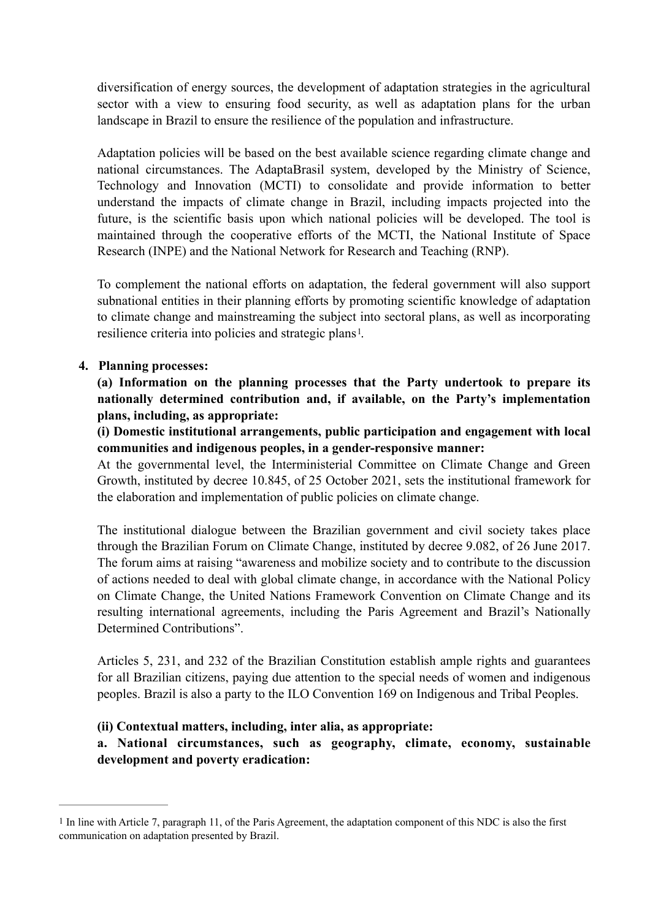diversification of energy sources, the development of adaptation strategies in the agricultural sector with a view to ensuring food security, as well as adaptation plans for the urban landscape in Brazil to ensure the resilience of the population and infrastructure.

Adaptation policies will be based on the best available science regarding climate change and national circumstances. The AdaptaBrasil system, developed by the Ministry of Science, Technology and Innovation (MCTI) to consolidate and provide information to better understand the impacts of climate change in Brazil, including impacts projected into the future, is the scientific basis upon which national policies will be developed. The tool is maintained through the cooperative efforts of the MCTI, the National Institute of Space Research (INPE) and the National Network for Research and Teaching (RNP).

To complement the national efforts on adaptation, the federal government will also support subnational entities in their planning efforts by promoting scientific knowledge of adaptation to climate change and mainstreaming the subject into sectoral plans, as well as incorporating resilience criteria into policies and strategic plans[1].

4. **Planning processes:**

**(a) Information on the planning processes that the Party undertook to prepare its nationally determined contribution and, if available, on the Party's implementation plans, including, as appropriate:**

**(i) Domestic institutional arrangements, public participation and engagement with local communities and indigenous peoples, in a gender-responsive manner:**

At the governmental level, the Interministerial Committee on Climate Change and Green Growth, instituted by decree 10.845, of 25 October 2021, sets the institutional framework for the elaboration and implementation of public policies on climate change.

The institutional dialogue between the Brazilian government and civil society takes place through the Brazilian Forum on Climate Change, instituted by decree 9.082, of 26 June 2017. The forum aims at raising "awareness and mobilize society and to contribute to the discussion of actions needed to deal with global climate change, in accordance with the National Policy on Climate Change, the United Nations Framework Convention on Climate Change and its resulting international agreements, including the Paris Agreement and Brazil's Nationally Determined Contributions".

Articles 5, 231, and 232 of the Brazilian Constitution establish ample rights and guarantees for all Brazilian citizens, paying due attention to the special needs of women and indigenous peoples. Brazil is also a party to the ILO Convention 169 on Indigenous and Tribal Peoples.

**(ii) Contextual matters, including, inter alia, as appropriate:**

**a. National circumstances, such as geography, climate, economy, sustainable development and poverty eradication:**

---

[1] In line with Article 7, paragraph 11, of the Paris Agreement, the adaptation component of this NDC is also the first communication on adaptation presented by Brazil.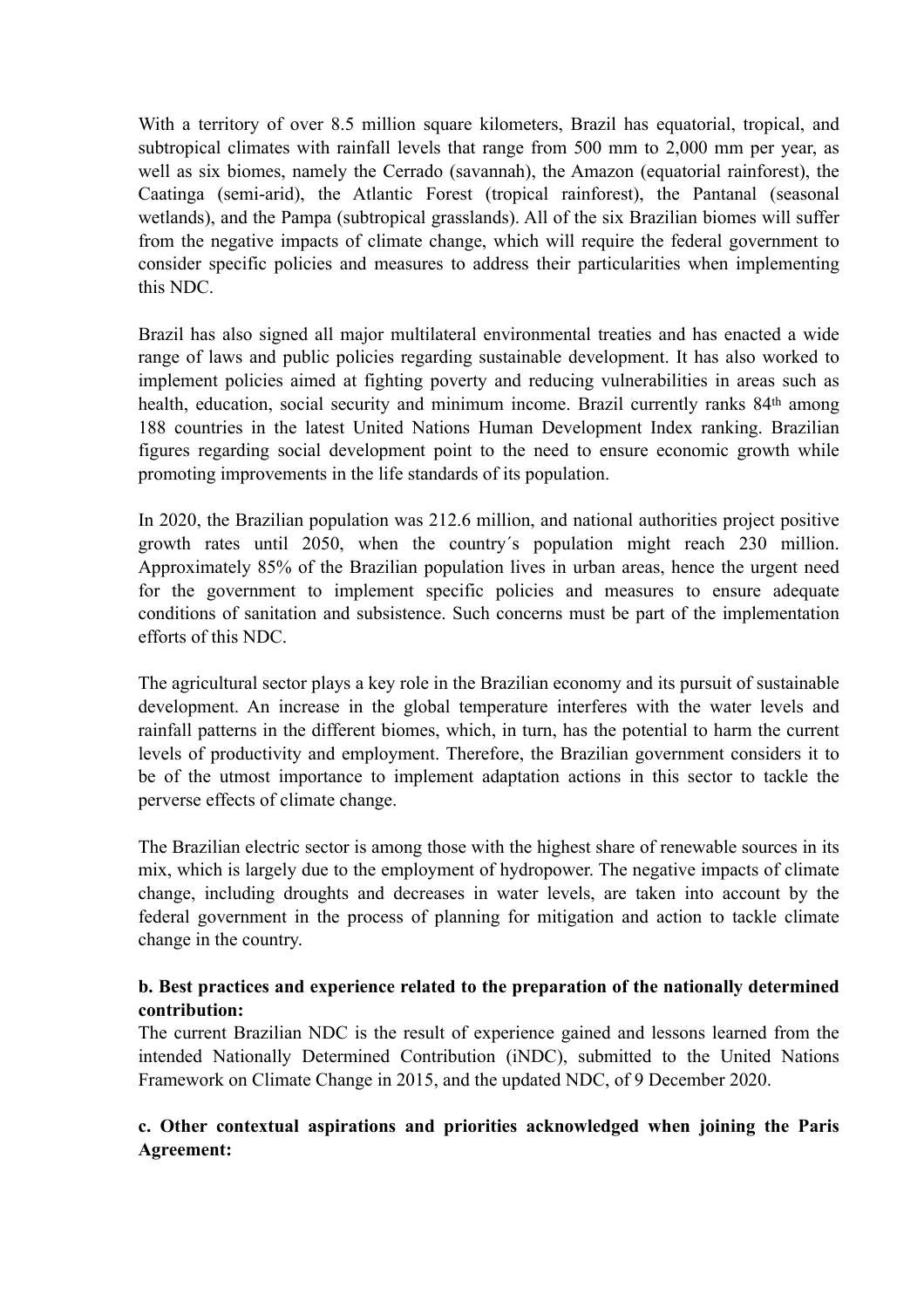With a territory of over 8.5 million square kilometers, Brazil has equatorial, tropical, and subtropical climates with rainfall levels that range from 500 mm to 2,000 mm per year, as well as six biomes, namely the Cerrado (savannah), the Amazon (equatorial rainforest), the Caatinga (semi-arid), the Atlantic Forest (tropical rainforest), the Pantanal (seasonal wetlands), and the Pampa (subtropical grasslands). All of the six Brazilian biomes will suffer from the negative impacts of climate change, which will require the federal government to consider specific policies and measures to address their particularities when implementing this NDC.

Brazil has also signed all major multilateral environmental treaties and has enacted a wide range of laws and public policies regarding sustainable development. It has also worked to implement policies aimed at fighting poverty and reducing vulnerabilities in areas such as health, education, social security and minimum income. Brazil currently ranks 84th among 188 countries in the latest United Nations Human Development Index ranking. Brazilian figures regarding social development point to the need to ensure economic growth while promoting improvements in the life standards of its population.

In 2020, the Brazilian population was 212.6 million, and national authorities project positive growth rates until 2050, when the country´s population might reach 230 million. Approximately 85% of the Brazilian population lives in urban areas, hence the urgent need for the government to implement specific policies and measures to ensure adequate conditions of sanitation and subsistence. Such concerns must be part of the implementation efforts of this NDC.

The agricultural sector plays a key role in the Brazilian economy and its pursuit of sustainable development. An increase in the global temperature interferes with the water levels and rainfall patterns in the different biomes, which, in turn, has the potential to harm the current levels of productivity and employment. Therefore, the Brazilian government considers it to be of the utmost importance to implement adaptation actions in this sector to tackle the perverse effects of climate change.

The Brazilian electric sector is among those with the highest share of renewable sources in its mix, which is largely due to the employment of hydropower. The negative impacts of climate change, including droughts and decreases in water levels, are taken into account by the federal government in the process of planning for mitigation and action to tackle climate change in the country.

**b. Best practices and experience related to the preparation of the nationally determined contribution:**

The current Brazilian NDC is the result of experience gained and lessons learned from the intended Nationally Determined Contribution (iNDC), submitted to the United Nations Framework on Climate Change in 2015, and the updated NDC, of 9 December 2020.

**c. Other contextual aspirations and priorities acknowledged when joining the Paris Agreement:**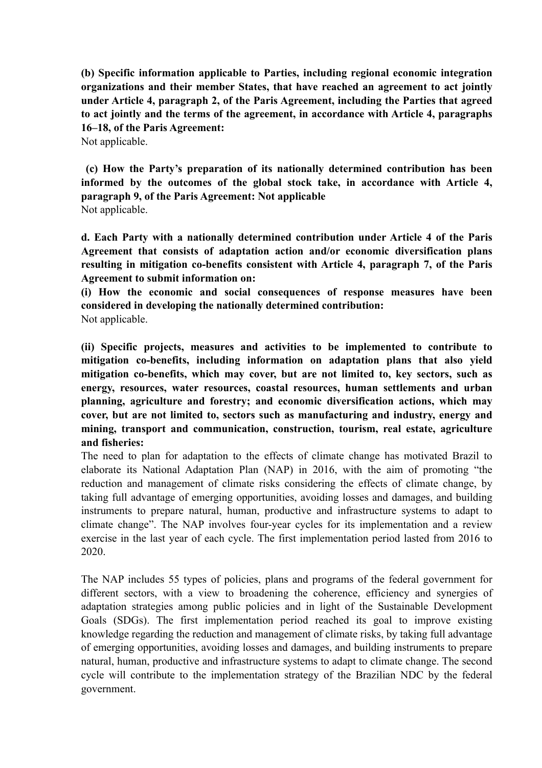**(b) Specific information applicable to Parties, including regional economic integration organizations and their member States, that have reached an agreement to act jointly under Article 4, paragraph 2, of the Paris Agreement, including the Parties that agreed to act jointly and the terms of the agreement, in accordance with Article 4, paragraphs 16–18, of the Paris Agreement:**
Not applicable.

**(c) How the Party's preparation of its nationally determined contribution has been informed by the outcomes of the global stock take, in accordance with Article 4, paragraph 9, of the Paris Agreement: Not applicable**
Not applicable.

**d. Each Party with a nationally determined contribution under Article 4 of the Paris Agreement that consists of adaptation action and/or economic diversification plans resulting in mitigation co-benefits consistent with Article 4, paragraph 7, of the Paris Agreement to submit information on:**

**(i) How the economic and social consequences of response measures have been considered in developing the nationally determined contribution:**
Not applicable.

**(ii) Specific projects, measures and activities to be implemented to contribute to mitigation co-benefits, including information on adaptation plans that also yield mitigation co-benefits, which may cover, but are not limited to, key sectors, such as energy, resources, water resources, coastal resources, human settlements and urban planning, agriculture and forestry; and economic diversification actions, which may cover, but are not limited to, sectors such as manufacturing and industry, energy and mining, transport and communication, construction, tourism, real estate, agriculture and fisheries:**
The need to plan for adaptation to the effects of climate change has motivated Brazil to elaborate its National Adaptation Plan (NAP) in 2016, with the aim of promoting "the reduction and management of climate risks considering the effects of climate change, by taking full advantage of emerging opportunities, avoiding losses and damages, and building instruments to prepare natural, human, productive and infrastructure systems to adapt to climate change". The NAP involves four-year cycles for its implementation and a review exercise in the last year of each cycle. The first implementation period lasted from 2016 to 2020.

The NAP includes 55 types of policies, plans and programs of the federal government for different sectors, with a view to broadening the coherence, efficiency and synergies of adaptation strategies among public policies and in light of the Sustainable Development Goals (SDGs). The first implementation period reached its goal to improve existing knowledge regarding the reduction and management of climate risks, by taking full advantage of emerging opportunities, avoiding losses and damages, and building instruments to prepare natural, human, productive and infrastructure systems to adapt to climate change. The second cycle will contribute to the implementation strategy of the Brazilian NDC by the federal government.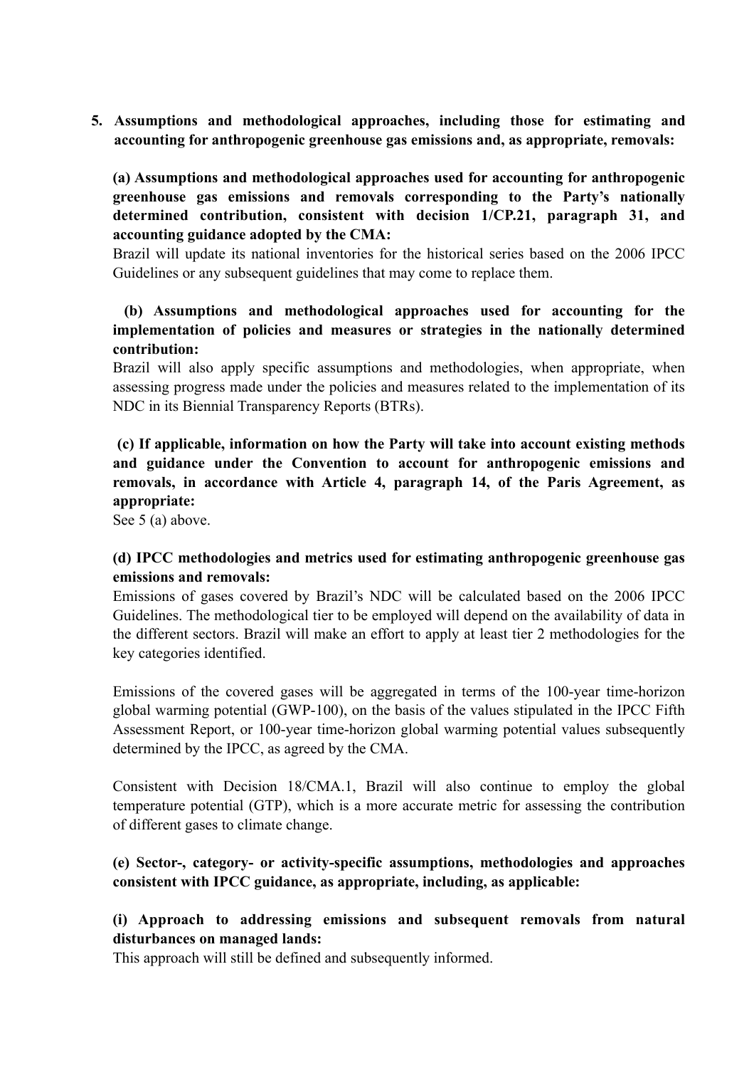5. **Assumptions and methodological approaches, including those for estimating and accounting for anthropogenic greenhouse gas emissions and, as appropriate, removals:**

**(a) Assumptions and methodological approaches used for accounting for anthropogenic greenhouse gas emissions and removals corresponding to the Party's nationally determined contribution, consistent with decision 1/CP.21, paragraph 31, and accounting guidance adopted by the CMA:**

Brazil will update its national inventories for the historical series based on the 2006 IPCC Guidelines or any subsequent guidelines that may come to replace them.

**(b) Assumptions and methodological approaches used for accounting for the implementation of policies and measures or strategies in the nationally determined contribution:**

Brazil will also apply specific assumptions and methodologies, when appropriate, when assessing progress made under the policies and measures related to the implementation of its NDC in its Biennial Transparency Reports (BTRs).

**(c) If applicable, information on how the Party will take into account existing methods and guidance under the Convention to account for anthropogenic emissions and removals, in accordance with Article 4, paragraph 14, of the Paris Agreement, as appropriate:**

See 5 (a) above.

**(d) IPCC methodologies and metrics used for estimating anthropogenic greenhouse gas emissions and removals:**

Emissions of gases covered by Brazil's NDC will be calculated based on the 2006 IPCC Guidelines. The methodological tier to be employed will depend on the availability of data in the different sectors. Brazil will make an effort to apply at least tier 2 methodologies for the key categories identified.

Emissions of the covered gases will be aggregated in terms of the 100-year time-horizon global warming potential (GWP-100), on the basis of the values stipulated in the IPCC Fifth Assessment Report, or 100-year time-horizon global warming potential values subsequently determined by the IPCC, as agreed by the CMA.

Consistent with Decision 18/CMA.1, Brazil will also continue to employ the global temperature potential (GTP), which is a more accurate metric for assessing the contribution of different gases to climate change.

**(e) Sector-, category- or activity-specific assumptions, methodologies and approaches consistent with IPCC guidance, as appropriate, including, as applicable:**

**(i) Approach to addressing emissions and subsequent removals from natural disturbances on managed lands:**

This approach will still be defined and subsequently informed.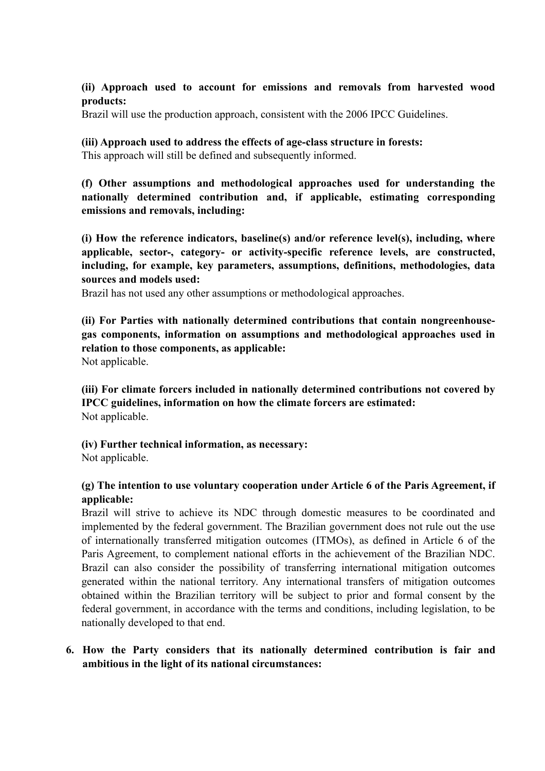**(ii) Approach used to account for emissions and removals from harvested wood products:**
Brazil will use the production approach, consistent with the 2006 IPCC Guidelines.

**(iii) Approach used to address the effects of age-class structure in forests:**
This approach will still be defined and subsequently informed.

**(f) Other assumptions and methodological approaches used for understanding the nationally determined contribution and, if applicable, estimating corresponding emissions and removals, including:**

**(i) How the reference indicators, baseline(s) and/or reference level(s), including, where applicable, sector-, category- or activity-specific reference levels, are constructed, including, for example, key parameters, assumptions, definitions, methodologies, data sources and models used:**
Brazil has not used any other assumptions or methodological approaches.

**(ii) For Parties with nationally determined contributions that contain nongreenhouse-gas components, information on assumptions and methodological approaches used in relation to those components, as applicable:**
Not applicable.

**(iii) For climate forcers included in nationally determined contributions not covered by IPCC guidelines, information on how the climate forcers are estimated:**
Not applicable.

**(iv) Further technical information, as necessary:**
Not applicable.

**(g) The intention to use voluntary cooperation under Article 6 of the Paris Agreement, if applicable:**
Brazil will strive to achieve its NDC through domestic measures to be coordinated and implemented by the federal government. The Brazilian government does not rule out the use of internationally transferred mitigation outcomes (ITMOs), as defined in Article 6 of the Paris Agreement, to complement national efforts in the achievement of the Brazilian NDC. Brazil can also consider the possibility of transferring international mitigation outcomes generated within the national territory. Any international transfers of mitigation outcomes obtained within the Brazilian territory will be subject to prior and formal consent by the federal government, in accordance with the terms and conditions, including legislation, to be nationally developed to that end.

6. **How the Party considers that its nationally determined contribution is fair and ambitious in the light of its national circumstances:**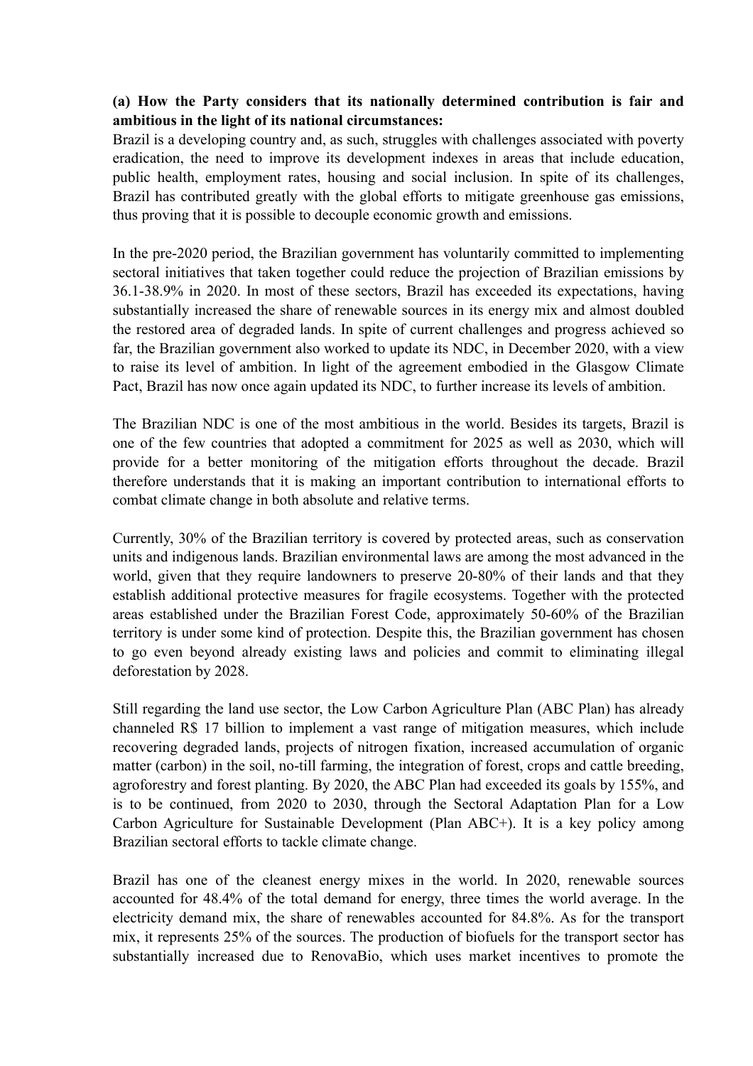**(a) How the Party considers that its nationally determined contribution is fair and ambitious in the light of its national circumstances:**

Brazil is a developing country and, as such, struggles with challenges associated with poverty eradication, the need to improve its development indexes in areas that include education, public health, employment rates, housing and social inclusion. In spite of its challenges, Brazil has contributed greatly with the global efforts to mitigate greenhouse gas emissions, thus proving that it is possible to decouple economic growth and emissions.

In the pre-2020 period, the Brazilian government has voluntarily committed to implementing sectoral initiatives that taken together could reduce the projection of Brazilian emissions by 36.1-38.9% in 2020. In most of these sectors, Brazil has exceeded its expectations, having substantially increased the share of renewable sources in its energy mix and almost doubled the restored area of degraded lands. In spite of current challenges and progress achieved so far, the Brazilian government also worked to update its NDC, in December 2020, with a view to raise its level of ambition. In light of the agreement embodied in the Glasgow Climate Pact, Brazil has now once again updated its NDC, to further increase its levels of ambition.

The Brazilian NDC is one of the most ambitious in the world. Besides its targets, Brazil is one of the few countries that adopted a commitment for 2025 as well as 2030, which will provide for a better monitoring of the mitigation efforts throughout the decade. Brazil therefore understands that it is making an important contribution to international efforts to combat climate change in both absolute and relative terms.

Currently, 30% of the Brazilian territory is covered by protected areas, such as conservation units and indigenous lands. Brazilian environmental laws are among the most advanced in the world, given that they require landowners to preserve 20-80% of their lands and that they establish additional protective measures for fragile ecosystems. Together with the protected areas established under the Brazilian Forest Code, approximately 50-60% of the Brazilian territory is under some kind of protection. Despite this, the Brazilian government has chosen to go even beyond already existing laws and policies and commit to eliminating illegal deforestation by 2028.

Still regarding the land use sector, the Low Carbon Agriculture Plan (ABC Plan) has already channeled R$ 17 billion to implement a vast range of mitigation measures, which include recovering degraded lands, projects of nitrogen fixation, increased accumulation of organic matter (carbon) in the soil, no-till farming, the integration of forest, crops and cattle breeding, agroforestry and forest planting. By 2020, the ABC Plan had exceeded its goals by 155%, and is to be continued, from 2020 to 2030, through the Sectoral Adaptation Plan for a Low Carbon Agriculture for Sustainable Development (Plan ABC+). It is a key policy among Brazilian sectoral efforts to tackle climate change.

Brazil has one of the cleanest energy mixes in the world. In 2020, renewable sources accounted for 48.4% of the total demand for energy, three times the world average. In the electricity demand mix, the share of renewables accounted for 84.8%. As for the transport mix, it represents 25% of the sources. The production of biofuels for the transport sector has substantially increased due to RenovaBio, which uses market incentives to promote the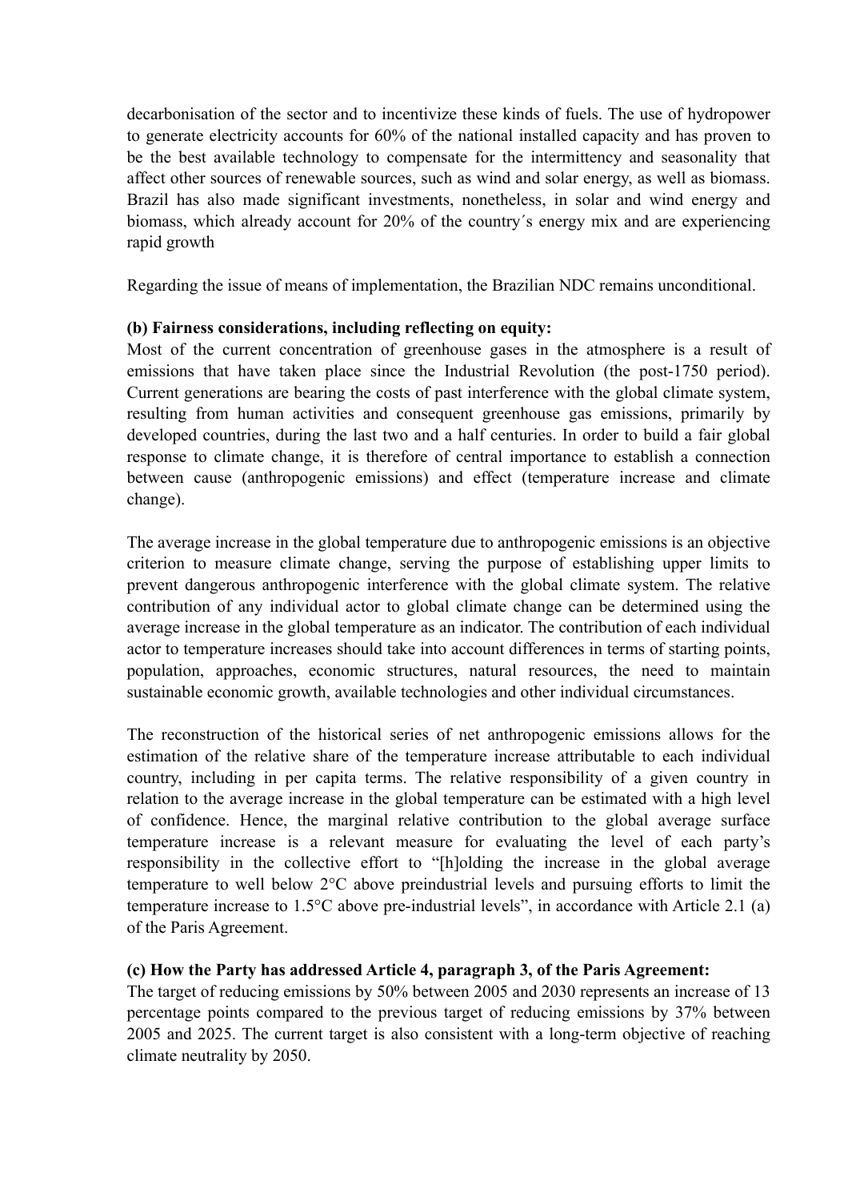decarbonisation of the sector and to incentivize these kinds of fuels. The use of hydropower to generate electricity accounts for 60% of the national installed capacity and has proven to be the best available technology to compensate for the intermittency and seasonality that affect other sources of renewable sources, such as wind and solar energy, as well as biomass. Brazil has also made significant investments, nonetheless, in solar and wind energy and biomass, which already account for 20% of the country´s energy mix and are experiencing rapid growth

Regarding the issue of means of implementation, the Brazilian NDC remains unconditional.

**(b) Fairness considerations, including reflecting on equity:**

Most of the current concentration of greenhouse gases in the atmosphere is a result of emissions that have taken place since the Industrial Revolution (the post-1750 period). Current generations are bearing the costs of past interference with the global climate system, resulting from human activities and consequent greenhouse gas emissions, primarily by developed countries, during the last two and a half centuries. In order to build a fair global response to climate change, it is therefore of central importance to establish a connection between cause (anthropogenic emissions) and effect (temperature increase and climate change).

The average increase in the global temperature due to anthropogenic emissions is an objective criterion to measure climate change, serving the purpose of establishing upper limits to prevent dangerous anthropogenic interference with the global climate system. The relative contribution of any individual actor to global climate change can be determined using the average increase in the global temperature as an indicator. The contribution of each individual actor to temperature increases should take into account differences in terms of starting points, population, approaches, economic structures, natural resources, the need to maintain sustainable economic growth, available technologies and other individual circumstances.

The reconstruction of the historical series of net anthropogenic emissions allows for the estimation of the relative share of the temperature increase attributable to each individual country, including in per capita terms. The relative responsibility of a given country in relation to the average increase in the global temperature can be estimated with a high level of confidence. Hence, the marginal relative contribution to the global average surface temperature increase is a relevant measure for evaluating the level of each party's responsibility in the collective effort to "[h]olding the increase in the global average temperature to well below 2°C above preindustrial levels and pursuing efforts to limit the temperature increase to 1.5°C above pre-industrial levels", in accordance with Article 2.1 (a) of the Paris Agreement.

**(c) How the Party has addressed Article 4, paragraph 3, of the Paris Agreement:**

The target of reducing emissions by 50% between 2005 and 2030 represents an increase of 13 percentage points compared to the previous target of reducing emissions by 37% between 2005 and 2025. The current target is also consistent with a long-term objective of reaching climate neutrality by 2050.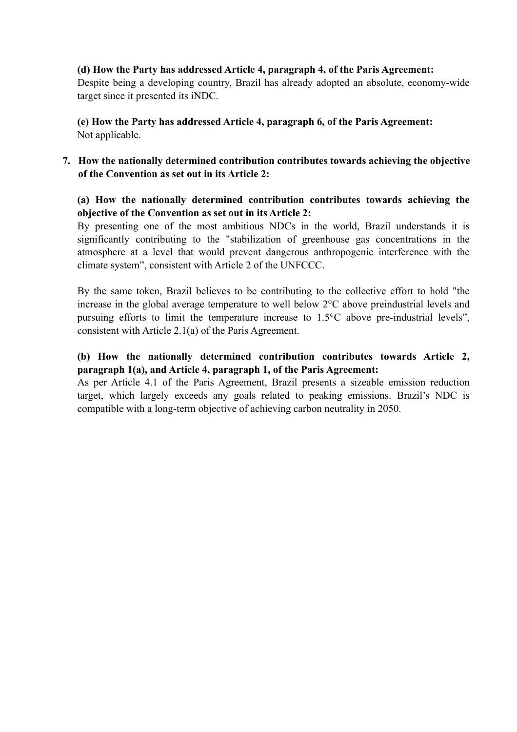**(d) How the Party has addressed Article 4, paragraph 4, of the Paris Agreement:**
Despite being a developing country, Brazil has already adopted an absolute, economy-wide target since it presented its iNDC.

**(e) How the Party has addressed Article 4, paragraph 6, of the Paris Agreement:**
Not applicable.

7. **How the nationally determined contribution contributes towards achieving the objective of the Convention as set out in its Article 2:**

**(a) How the nationally determined contribution contributes towards achieving the objective of the Convention as set out in its Article 2:**
By presenting one of the most ambitious NDCs in the world, Brazil understands it is significantly contributing to the "stabilization of greenhouse gas concentrations in the atmosphere at a level that would prevent dangerous anthropogenic interference with the climate system", consistent with Article 2 of the UNFCCC.

By the same token, Brazil believes to be contributing to the collective effort to hold "the increase in the global average temperature to well below 2°C above preindustrial levels and pursuing efforts to limit the temperature increase to 1.5°C above pre-industrial levels", consistent with Article 2.1(a) of the Paris Agreement.

**(b) How the nationally determined contribution contributes towards Article 2, paragraph 1(a), and Article 4, paragraph 1, of the Paris Agreement:**
As per Article 4.1 of the Paris Agreement, Brazil presents a sizeable emission reduction target, which largely exceeds any goals related to peaking emissions. Brazil's NDC is compatible with a long-term objective of achieving carbon neutrality in 2050.